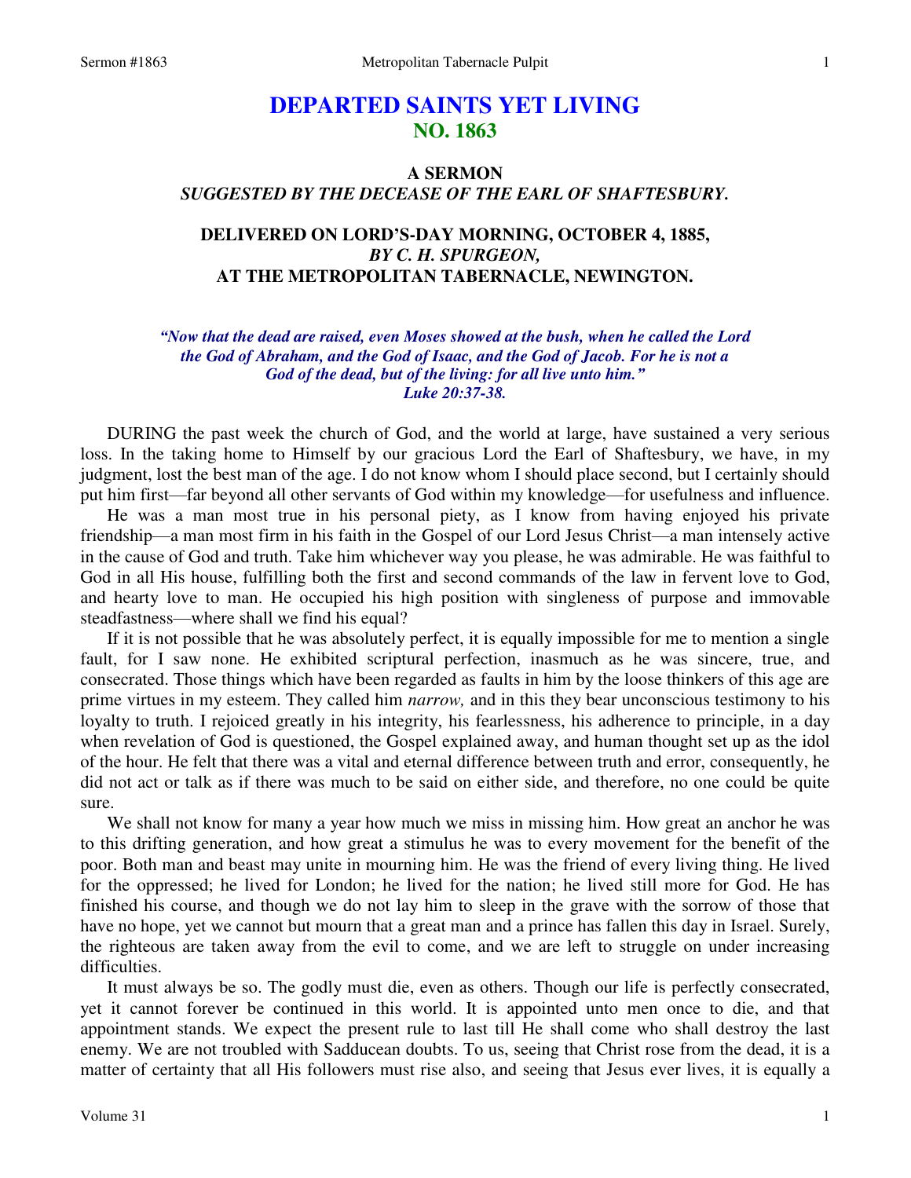# DEPARTED SAINTS YET LIVING
## NO. 1863

### A SERMON
### *SUGGESTED BY THE DECEASE OF THE EARL OF SHAFTESBURY.*

### DELIVERED ON LORD'S-DAY MORNING, OCTOBER 4, 1885, *BY C. H. SPURGEON,* AT THE METROPOLITAN TABERNACLE, NEWINGTON.

***"Now that the dead are raised, even Moses showed at the bush, when he called the Lord the God of Abraham, and the God of Isaac, and the God of Jacob. For he is not a God of the dead, but of the living: for all live unto him."***
***Luke 20:37-38.***

DURING the past week the church of God, and the world at large, have sustained a very serious loss. In the taking home to Himself by our gracious Lord the Earl of Shaftesbury, we have, in my judgment, lost the best man of the age. I do not know whom I should place second, but I certainly should put him first—far beyond all other servants of God within my knowledge—for usefulness and influence.

He was a man most true in his personal piety, as I know from having enjoyed his private friendship—a man most firm in his faith in the Gospel of our Lord Jesus Christ—a man intensely active in the cause of God and truth. Take him whichever way you please, he was admirable. He was faithful to God in all His house, fulfilling both the first and second commands of the law in fervent love to God, and hearty love to man. He occupied his high position with singleness of purpose and immovable steadfastness—where shall we find his equal?

If it is not possible that he was absolutely perfect, it is equally impossible for me to mention a single fault, for I saw none. He exhibited scriptural perfection, inasmuch as he was sincere, true, and consecrated. Those things which have been regarded as faults in him by the loose thinkers of this age are prime virtues in my esteem. They called him *narrow,* and in this they bear unconscious testimony to his loyalty to truth. I rejoiced greatly in his integrity, his fearlessness, his adherence to principle, in a day when revelation of God is questioned, the Gospel explained away, and human thought set up as the idol of the hour. He felt that there was a vital and eternal difference between truth and error, consequently, he did not act or talk as if there was much to be said on either side, and therefore, no one could be quite sure.

We shall not know for many a year how much we miss in missing him. How great an anchor he was to this drifting generation, and how great a stimulus he was to every movement for the benefit of the poor. Both man and beast may unite in mourning him. He was the friend of every living thing. He lived for the oppressed; he lived for London; he lived for the nation; he lived still more for God. He has finished his course, and though we do not lay him to sleep in the grave with the sorrow of those that have no hope, yet we cannot but mourn that a great man and a prince has fallen this day in Israel. Surely, the righteous are taken away from the evil to come, and we are left to struggle on under increasing difficulties.

It must always be so. The godly must die, even as others. Though our life is perfectly consecrated, yet it cannot forever be continued in this world. It is appointed unto men once to die, and that appointment stands. We expect the present rule to last till He shall come who shall destroy the last enemy. We are not troubled with Sadducean doubts. To us, seeing that Christ rose from the dead, it is a matter of certainty that all His followers must rise also, and seeing that Jesus ever lives, it is equally a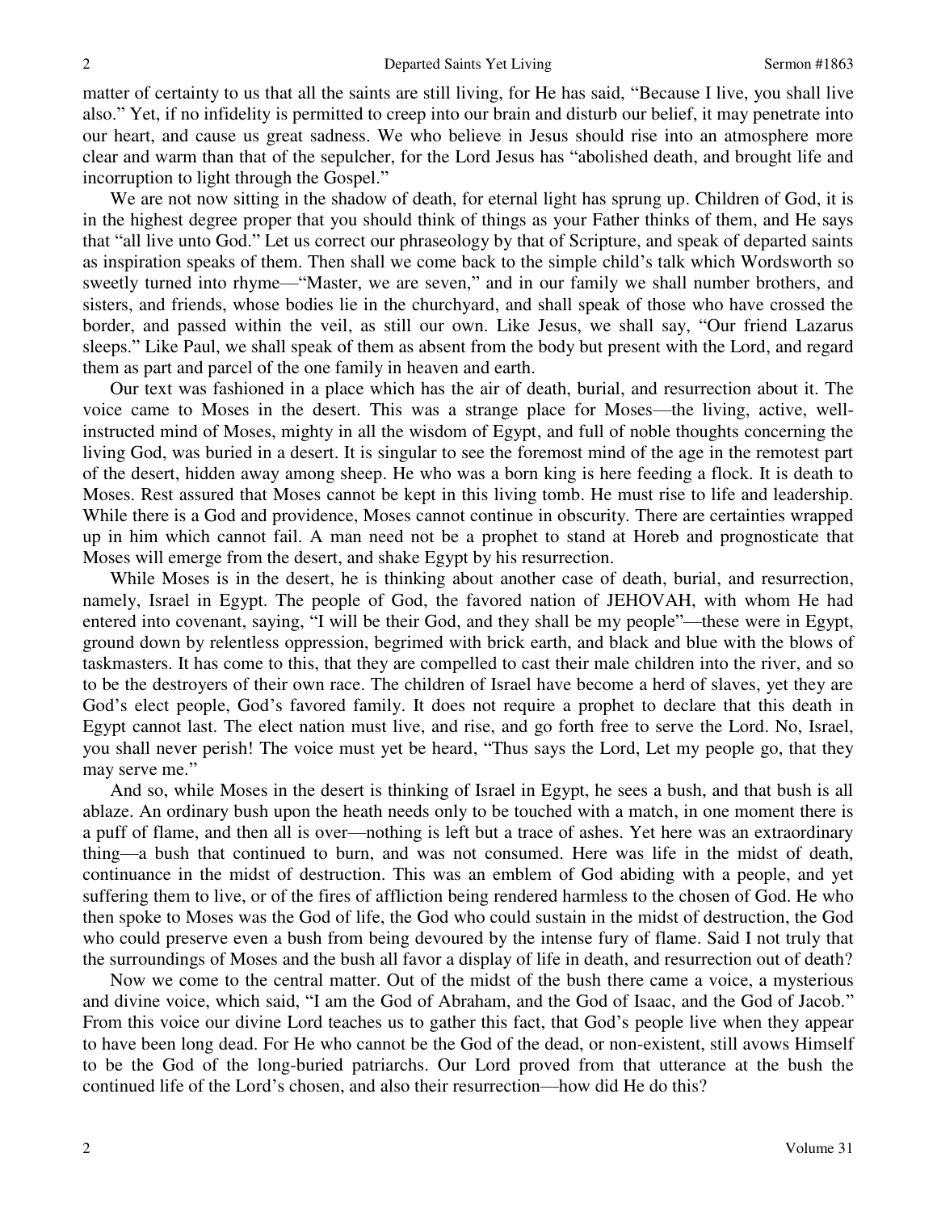matter of certainty to us that all the saints are still living, for He has said, "Because I live, you shall live also." Yet, if no infidelity is permitted to creep into our brain and disturb our belief, it may penetrate into our heart, and cause us great sadness. We who believe in Jesus should rise into an atmosphere more clear and warm than that of the sepulcher, for the Lord Jesus has "abolished death, and brought life and incorruption to light through the Gospel."

We are not now sitting in the shadow of death, for eternal light has sprung up. Children of God, it is in the highest degree proper that you should think of things as your Father thinks of them, and He says that "all live unto God." Let us correct our phraseology by that of Scripture, and speak of departed saints as inspiration speaks of them. Then shall we come back to the simple child's talk which Wordsworth so sweetly turned into rhyme—"Master, we are seven," and in our family we shall number brothers, and sisters, and friends, whose bodies lie in the churchyard, and shall speak of those who have crossed the border, and passed within the veil, as still our own. Like Jesus, we shall say, "Our friend Lazarus sleeps." Like Paul, we shall speak of them as absent from the body but present with the Lord, and regard them as part and parcel of the one family in heaven and earth.

Our text was fashioned in a place which has the air of death, burial, and resurrection about it. The voice came to Moses in the desert. This was a strange place for Moses—the living, active, well-instructed mind of Moses, mighty in all the wisdom of Egypt, and full of noble thoughts concerning the living God, was buried in a desert. It is singular to see the foremost mind of the age in the remotest part of the desert, hidden away among sheep. He who was a born king is here feeding a flock. It is death to Moses. Rest assured that Moses cannot be kept in this living tomb. He must rise to life and leadership. While there is a God and providence, Moses cannot continue in obscurity. There are certainties wrapped up in him which cannot fail. A man need not be a prophet to stand at Horeb and prognosticate that Moses will emerge from the desert, and shake Egypt by his resurrection.

While Moses is in the desert, he is thinking about another case of death, burial, and resurrection, namely, Israel in Egypt. The people of God, the favored nation of JEHOVAH, with whom He had entered into covenant, saying, "I will be their God, and they shall be my people"—these were in Egypt, ground down by relentless oppression, begrimed with brick earth, and black and blue with the blows of taskmasters. It has come to this, that they are compelled to cast their male children into the river, and so to be the destroyers of their own race. The children of Israel have become a herd of slaves, yet they are God's elect people, God's favored family. It does not require a prophet to declare that this death in Egypt cannot last. The elect nation must live, and rise, and go forth free to serve the Lord. No, Israel, you shall never perish! The voice must yet be heard, "Thus says the Lord, Let my people go, that they may serve me."

And so, while Moses in the desert is thinking of Israel in Egypt, he sees a bush, and that bush is all ablaze. An ordinary bush upon the heath needs only to be touched with a match, in one moment there is a puff of flame, and then all is over—nothing is left but a trace of ashes. Yet here was an extraordinary thing—a bush that continued to burn, and was not consumed. Here was life in the midst of death, continuance in the midst of destruction. This was an emblem of God abiding with a people, and yet suffering them to live, or of the fires of affliction being rendered harmless to the chosen of God. He who then spoke to Moses was the God of life, the God who could sustain in the midst of destruction, the God who could preserve even a bush from being devoured by the intense fury of flame. Said I not truly that the surroundings of Moses and the bush all favor a display of life in death, and resurrection out of death?

Now we come to the central matter. Out of the midst of the bush there came a voice, a mysterious and divine voice, which said, "I am the God of Abraham, and the God of Isaac, and the God of Jacob." From this voice our divine Lord teaches us to gather this fact, that God's people live when they appear to have been long dead. For He who cannot be the God of the dead, or non-existent, still avows Himself to be the God of the long-buried patriarchs. Our Lord proved from that utterance at the bush the continued life of the Lord's chosen, and also their resurrection—how did He do this?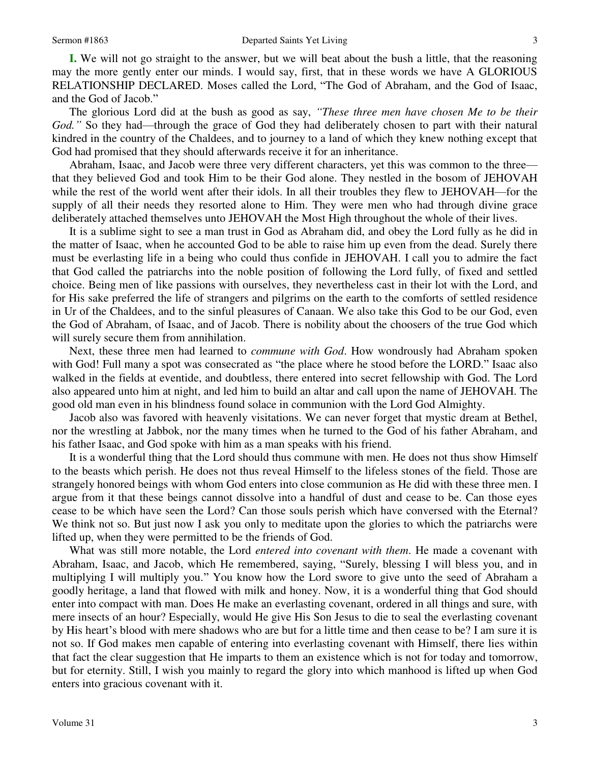**I.** We will not go straight to the answer, but we will beat about the bush a little, that the reasoning may the more gently enter our minds. I would say, first, that in these words we have A GLORIOUS RELATIONSHIP DECLARED. Moses called the Lord, "The God of Abraham, and the God of Isaac, and the God of Jacob."

The glorious Lord did at the bush as good as say, *"These three men have chosen Me to be their God."* So they had—through the grace of God they had deliberately chosen to part with their natural kindred in the country of the Chaldees, and to journey to a land of which they knew nothing except that God had promised that they should afterwards receive it for an inheritance.

Abraham, Isaac, and Jacob were three very different characters, yet this was common to the three—that they believed God and took Him to be their God alone. They nestled in the bosom of JEHOVAH while the rest of the world went after their idols. In all their troubles they flew to JEHOVAH—for the supply of all their needs they resorted alone to Him. They were men who had through divine grace deliberately attached themselves unto JEHOVAH the Most High throughout the whole of their lives.

It is a sublime sight to see a man trust in God as Abraham did, and obey the Lord fully as he did in the matter of Isaac, when he accounted God to be able to raise him up even from the dead. Surely there must be everlasting life in a being who could thus confide in JEHOVAH. I call you to admire the fact that God called the patriarchs into the noble position of following the Lord fully, of fixed and settled choice. Being men of like passions with ourselves, they nevertheless cast in their lot with the Lord, and for His sake preferred the life of strangers and pilgrims on the earth to the comforts of settled residence in Ur of the Chaldees, and to the sinful pleasures of Canaan. We also take this God to be our God, even the God of Abraham, of Isaac, and of Jacob. There is nobility about the choosers of the true God which will surely secure them from annihilation.

Next, these three men had learned to *commune with God*. How wondrously had Abraham spoken with God! Full many a spot was consecrated as "the place where he stood before the LORD." Isaac also walked in the fields at eventide, and doubtless, there entered into secret fellowship with God. The Lord also appeared unto him at night, and led him to build an altar and call upon the name of JEHOVAH. The good old man even in his blindness found solace in communion with the Lord God Almighty.

Jacob also was favored with heavenly visitations. We can never forget that mystic dream at Bethel, nor the wrestling at Jabbok, nor the many times when he turned to the God of his father Abraham, and his father Isaac, and God spoke with him as a man speaks with his friend.

It is a wonderful thing that the Lord should thus commune with men. He does not thus show Himself to the beasts which perish. He does not thus reveal Himself to the lifeless stones of the field. Those are strangely honored beings with whom God enters into close communion as He did with these three men. I argue from it that these beings cannot dissolve into a handful of dust and cease to be. Can those eyes cease to be which have seen the Lord? Can those souls perish which have conversed with the Eternal? We think not so. But just now I ask you only to meditate upon the glories to which the patriarchs were lifted up, when they were permitted to be the friends of God.

What was still more notable, the Lord *entered into covenant with them.* He made a covenant with Abraham, Isaac, and Jacob, which He remembered, saying, "Surely, blessing I will bless you, and in multiplying I will multiply you." You know how the Lord swore to give unto the seed of Abraham a goodly heritage, a land that flowed with milk and honey. Now, it is a wonderful thing that God should enter into compact with man. Does He make an everlasting covenant, ordered in all things and sure, with mere insects of an hour? Especially, would He give His Son Jesus to die to seal the everlasting covenant by His heart's blood with mere shadows who are but for a little time and then cease to be? I am sure it is not so. If God makes men capable of entering into everlasting covenant with Himself, there lies within that fact the clear suggestion that He imparts to them an existence which is not for today and tomorrow, but for eternity. Still, I wish you mainly to regard the glory into which manhood is lifted up when God enters into gracious covenant with it.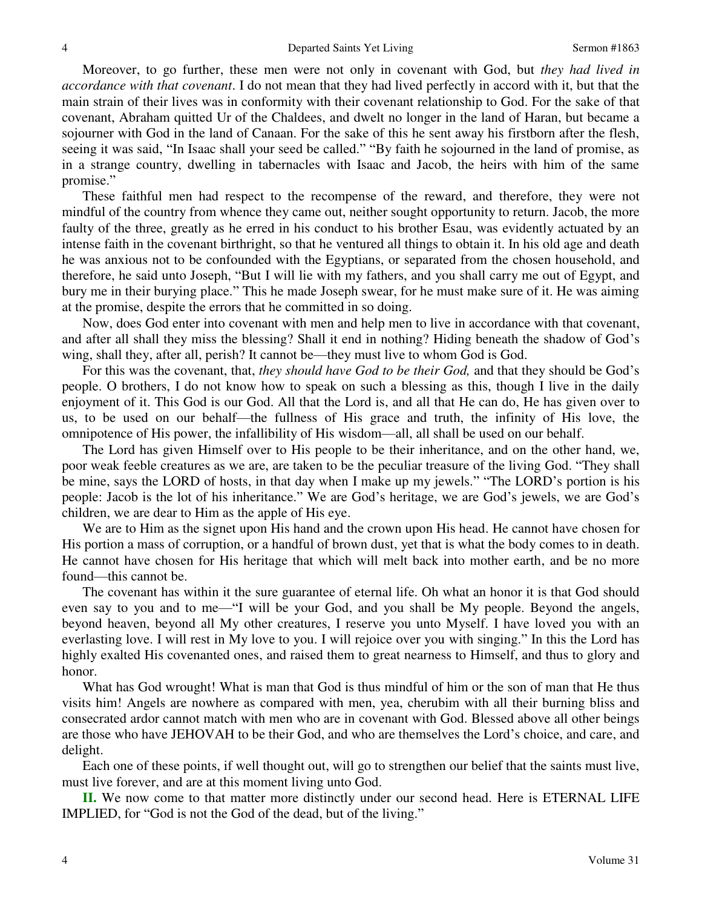Moreover, to go further, these men were not only in covenant with God, but *they had lived in accordance with that covenant*. I do not mean that they had lived perfectly in accord with it, but that the main strain of their lives was in conformity with their covenant relationship to God. For the sake of that covenant, Abraham quitted Ur of the Chaldees, and dwelt no longer in the land of Haran, but became a sojourner with God in the land of Canaan. For the sake of this he sent away his firstborn after the flesh, seeing it was said, "In Isaac shall your seed be called." "By faith he sojourned in the land of promise, as in a strange country, dwelling in tabernacles with Isaac and Jacob, the heirs with him of the same promise."

These faithful men had respect to the recompense of the reward, and therefore, they were not mindful of the country from whence they came out, neither sought opportunity to return. Jacob, the more faulty of the three, greatly as he erred in his conduct to his brother Esau, was evidently actuated by an intense faith in the covenant birthright, so that he ventured all things to obtain it. In his old age and death he was anxious not to be confounded with the Egyptians, or separated from the chosen household, and therefore, he said unto Joseph, "But I will lie with my fathers, and you shall carry me out of Egypt, and bury me in their burying place." This he made Joseph swear, for he must make sure of it. He was aiming at the promise, despite the errors that he committed in so doing.

Now, does God enter into covenant with men and help men to live in accordance with that covenant, and after all shall they miss the blessing? Shall it end in nothing? Hiding beneath the shadow of God's wing, shall they, after all, perish? It cannot be—they must live to whom God is God.

For this was the covenant, that, *they should have God to be their God,* and that they should be God's people. O brothers, I do not know how to speak on such a blessing as this, though I live in the daily enjoyment of it. This God is our God. All that the Lord is, and all that He can do, He has given over to us, to be used on our behalf—the fullness of His grace and truth, the infinity of His love, the omnipotence of His power, the infallibility of His wisdom—all, all shall be used on our behalf.

The Lord has given Himself over to His people to be their inheritance, and on the other hand, we, poor weak feeble creatures as we are, are taken to be the peculiar treasure of the living God. "They shall be mine, says the LORD of hosts, in that day when I make up my jewels." "The LORD's portion is his people: Jacob is the lot of his inheritance." We are God's heritage, we are God's jewels, we are God's children, we are dear to Him as the apple of His eye.

We are to Him as the signet upon His hand and the crown upon His head. He cannot have chosen for His portion a mass of corruption, or a handful of brown dust, yet that is what the body comes to in death. He cannot have chosen for His heritage that which will melt back into mother earth, and be no more found—this cannot be.

The covenant has within it the sure guarantee of eternal life. Oh what an honor it is that God should even say to you and to me—"I will be your God, and you shall be My people. Beyond the angels, beyond heaven, beyond all My other creatures, I reserve you unto Myself. I have loved you with an everlasting love. I will rest in My love to you. I will rejoice over you with singing." In this the Lord has highly exalted His covenanted ones, and raised them to great nearness to Himself, and thus to glory and honor.

What has God wrought! What is man that God is thus mindful of him or the son of man that He thus visits him! Angels are nowhere as compared with men, yea, cherubim with all their burning bliss and consecrated ardor cannot match with men who are in covenant with God. Blessed above all other beings are those who have JEHOVAH to be their God, and who are themselves the Lord's choice, and care, and delight.

Each one of these points, if well thought out, will go to strengthen our belief that the saints must live, must live forever, and are at this moment living unto God.

**II.** We now come to that matter more distinctly under our second head. Here is ETERNAL LIFE IMPLIED, for "God is not the God of the dead, but of the living."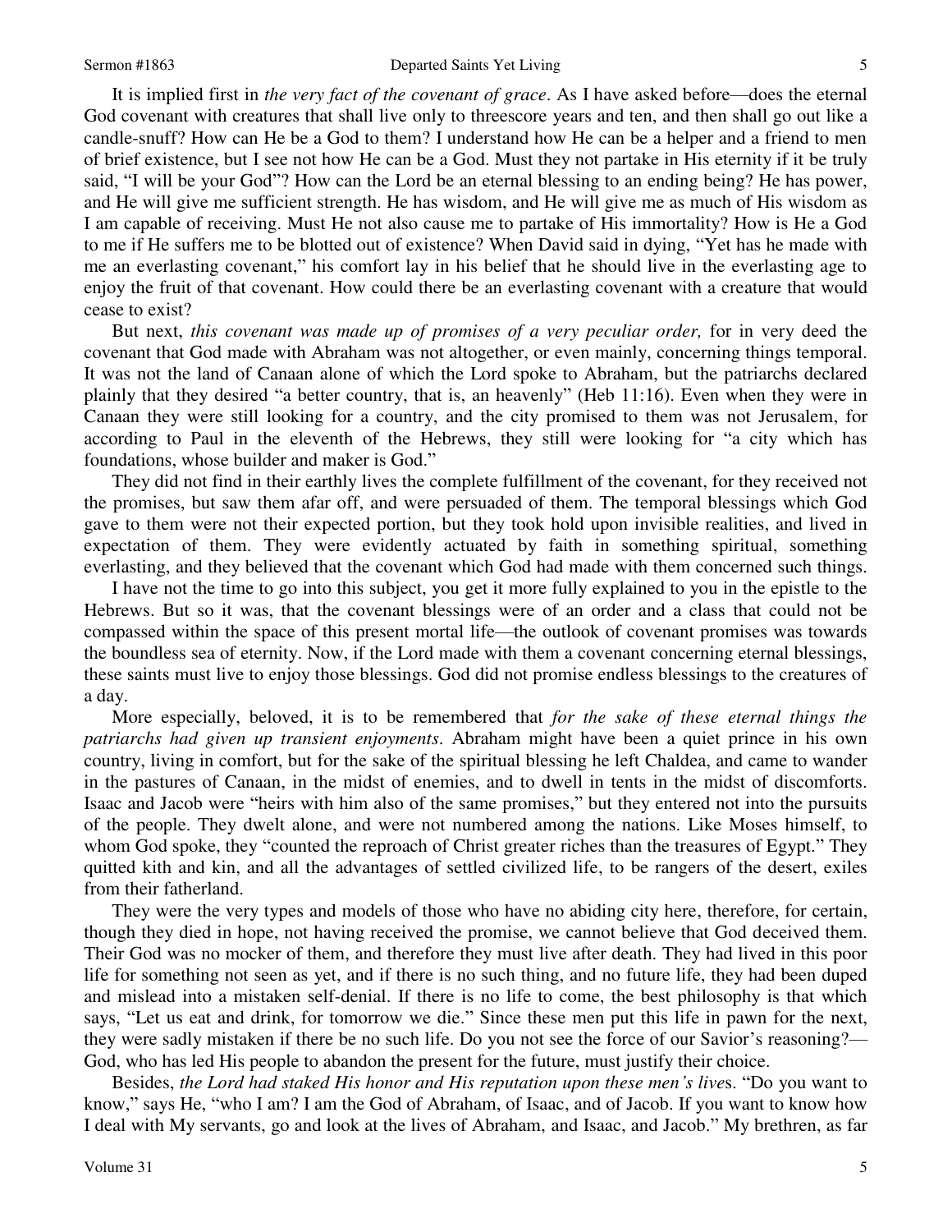It is implied first in *the very fact of the covenant of grace*. As I have asked before—does the eternal God covenant with creatures that shall live only to threescore years and ten, and then shall go out like a candle-snuff? How can He be a God to them? I understand how He can be a helper and a friend to men of brief existence, but I see not how He can be a God. Must they not partake in His eternity if it be truly said, "I will be your God"? How can the Lord be an eternal blessing to an ending being? He has power, and He will give me sufficient strength. He has wisdom, and He will give me as much of His wisdom as I am capable of receiving. Must He not also cause me to partake of His immortality? How is He a God to me if He suffers me to be blotted out of existence? When David said in dying, "Yet has he made with me an everlasting covenant," his comfort lay in his belief that he should live in the everlasting age to enjoy the fruit of that covenant. How could there be an everlasting covenant with a creature that would cease to exist?

But next, *this covenant was made up of promises of a very peculiar order,* for in very deed the covenant that God made with Abraham was not altogether, or even mainly, concerning things temporal. It was not the land of Canaan alone of which the Lord spoke to Abraham, but the patriarchs declared plainly that they desired "a better country, that is, an heavenly" (Heb 11:16). Even when they were in Canaan they were still looking for a country, and the city promised to them was not Jerusalem, for according to Paul in the eleventh of the Hebrews, they still were looking for "a city which has foundations, whose builder and maker is God."

They did not find in their earthly lives the complete fulfillment of the covenant, for they received not the promises, but saw them afar off, and were persuaded of them. The temporal blessings which God gave to them were not their expected portion, but they took hold upon invisible realities, and lived in expectation of them. They were evidently actuated by faith in something spiritual, something everlasting, and they believed that the covenant which God had made with them concerned such things.

I have not the time to go into this subject, you get it more fully explained to you in the epistle to the Hebrews. But so it was, that the covenant blessings were of an order and a class that could not be compassed within the space of this present mortal life—the outlook of covenant promises was towards the boundless sea of eternity. Now, if the Lord made with them a covenant concerning eternal blessings, these saints must live to enjoy those blessings. God did not promise endless blessings to the creatures of a day.

More especially, beloved, it is to be remembered that *for the sake of these eternal things the patriarchs had given up transient enjoyments*. Abraham might have been a quiet prince in his own country, living in comfort, but for the sake of the spiritual blessing he left Chaldea, and came to wander in the pastures of Canaan, in the midst of enemies, and to dwell in tents in the midst of discomforts. Isaac and Jacob were "heirs with him also of the same promises," but they entered not into the pursuits of the people. They dwelt alone, and were not numbered among the nations. Like Moses himself, to whom God spoke, they "counted the reproach of Christ greater riches than the treasures of Egypt." They quitted kith and kin, and all the advantages of settled civilized life, to be rangers of the desert, exiles from their fatherland.

They were the very types and models of those who have no abiding city here, therefore, for certain, though they died in hope, not having received the promise, we cannot believe that God deceived them. Their God was no mocker of them, and therefore they must live after death. They had lived in this poor life for something not seen as yet, and if there is no such thing, and no future life, they had been duped and mislead into a mistaken self-denial. If there is no life to come, the best philosophy is that which says, "Let us eat and drink, for tomorrow we die." Since these men put this life in pawn for the next, they were sadly mistaken if there be no such life. Do you not see the force of our Savior's reasoning?—God, who has led His people to abandon the present for the future, must justify their choice.

Besides, *the Lord had staked His honor and His reputation upon these men's lives*. "Do you want to know," says He, "who I am? I am the God of Abraham, of Isaac, and of Jacob. If you want to know how I deal with My servants, go and look at the lives of Abraham, and Isaac, and Jacob." My brethren, as far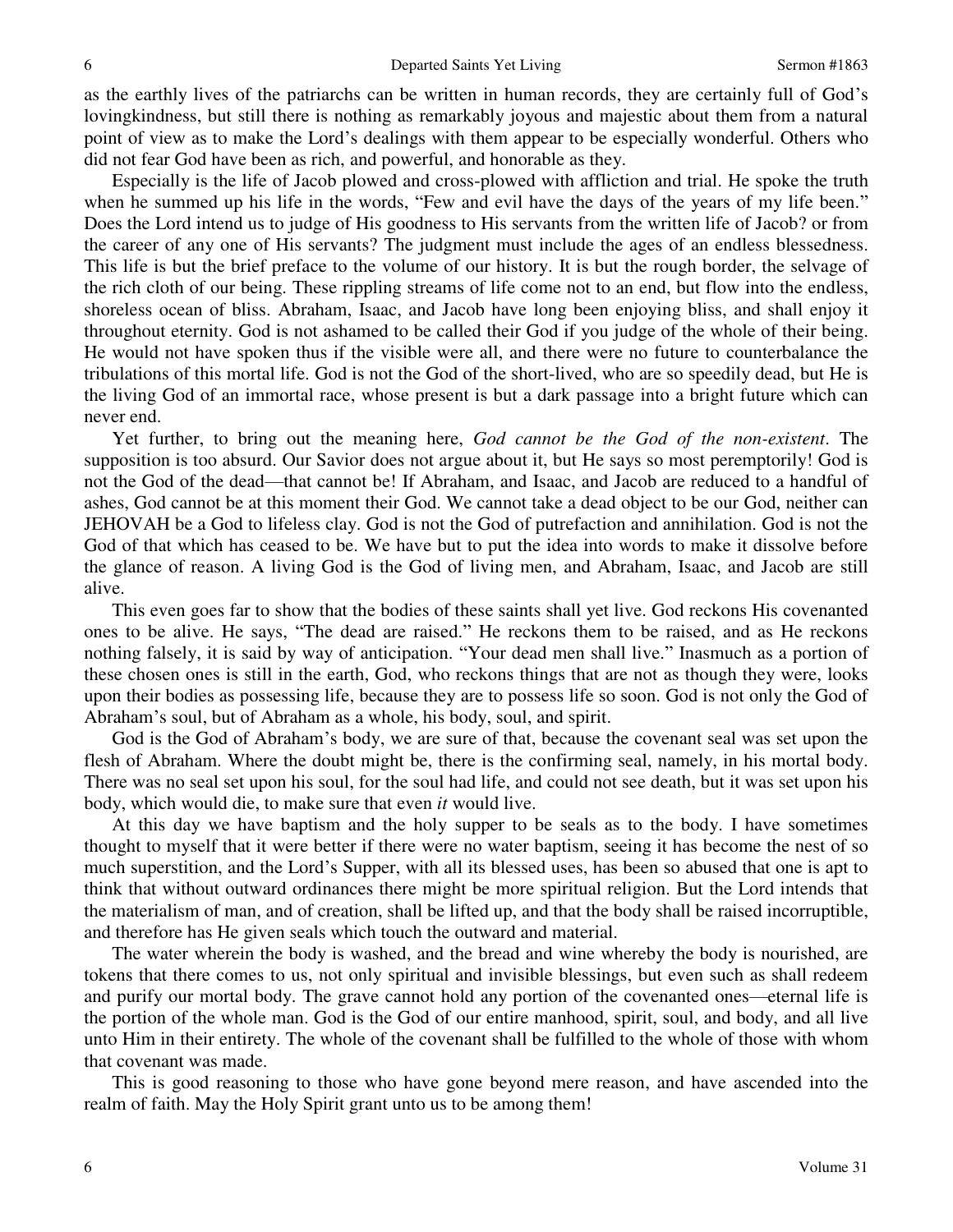as the earthly lives of the patriarchs can be written in human records, they are certainly full of God's lovingkindness, but still there is nothing as remarkably joyous and majestic about them from a natural point of view as to make the Lord's dealings with them appear to be especially wonderful. Others who did not fear God have been as rich, and powerful, and honorable as they.

Especially is the life of Jacob plowed and cross-plowed with affliction and trial. He spoke the truth when he summed up his life in the words, "Few and evil have the days of the years of my life been." Does the Lord intend us to judge of His goodness to His servants from the written life of Jacob? or from the career of any one of His servants? The judgment must include the ages of an endless blessedness. This life is but the brief preface to the volume of our history. It is but the rough border, the selvage of the rich cloth of our being. These rippling streams of life come not to an end, but flow into the endless, shoreless ocean of bliss. Abraham, Isaac, and Jacob have long been enjoying bliss, and shall enjoy it throughout eternity. God is not ashamed to be called their God if you judge of the whole of their being. He would not have spoken thus if the visible were all, and there were no future to counterbalance the tribulations of this mortal life. God is not the God of the short-lived, who are so speedily dead, but He is the living God of an immortal race, whose present is but a dark passage into a bright future which can never end.

Yet further, to bring out the meaning here, *God cannot be the God of the non-existent*. The supposition is too absurd. Our Savior does not argue about it, but He says so most peremptorily! God is not the God of the dead—that cannot be! If Abraham, and Isaac, and Jacob are reduced to a handful of ashes, God cannot be at this moment their God. We cannot take a dead object to be our God, neither can JEHOVAH be a God to lifeless clay. God is not the God of putrefaction and annihilation. God is not the God of that which has ceased to be. We have but to put the idea into words to make it dissolve before the glance of reason. A living God is the God of living men, and Abraham, Isaac, and Jacob are still alive.

This even goes far to show that the bodies of these saints shall yet live. God reckons His covenanted ones to be alive. He says, "The dead are raised." He reckons them to be raised, and as He reckons nothing falsely, it is said by way of anticipation. "Your dead men shall live." Inasmuch as a portion of these chosen ones is still in the earth, God, who reckons things that are not as though they were, looks upon their bodies as possessing life, because they are to possess life so soon. God is not only the God of Abraham's soul, but of Abraham as a whole, his body, soul, and spirit.

God is the God of Abraham's body, we are sure of that, because the covenant seal was set upon the flesh of Abraham. Where the doubt might be, there is the confirming seal, namely, in his mortal body. There was no seal set upon his soul, for the soul had life, and could not see death, but it was set upon his body, which would die, to make sure that even *it* would live.

At this day we have baptism and the holy supper to be seals as to the body. I have sometimes thought to myself that it were better if there were no water baptism, seeing it has become the nest of so much superstition, and the Lord's Supper, with all its blessed uses, has been so abused that one is apt to think that without outward ordinances there might be more spiritual religion. But the Lord intends that the materialism of man, and of creation, shall be lifted up, and that the body shall be raised incorruptible, and therefore has He given seals which touch the outward and material.

The water wherein the body is washed, and the bread and wine whereby the body is nourished, are tokens that there comes to us, not only spiritual and invisible blessings, but even such as shall redeem and purify our mortal body. The grave cannot hold any portion of the covenanted ones—eternal life is the portion of the whole man. God is the God of our entire manhood, spirit, soul, and body, and all live unto Him in their entirety. The whole of the covenant shall be fulfilled to the whole of those with whom that covenant was made.

This is good reasoning to those who have gone beyond mere reason, and have ascended into the realm of faith. May the Holy Spirit grant unto us to be among them!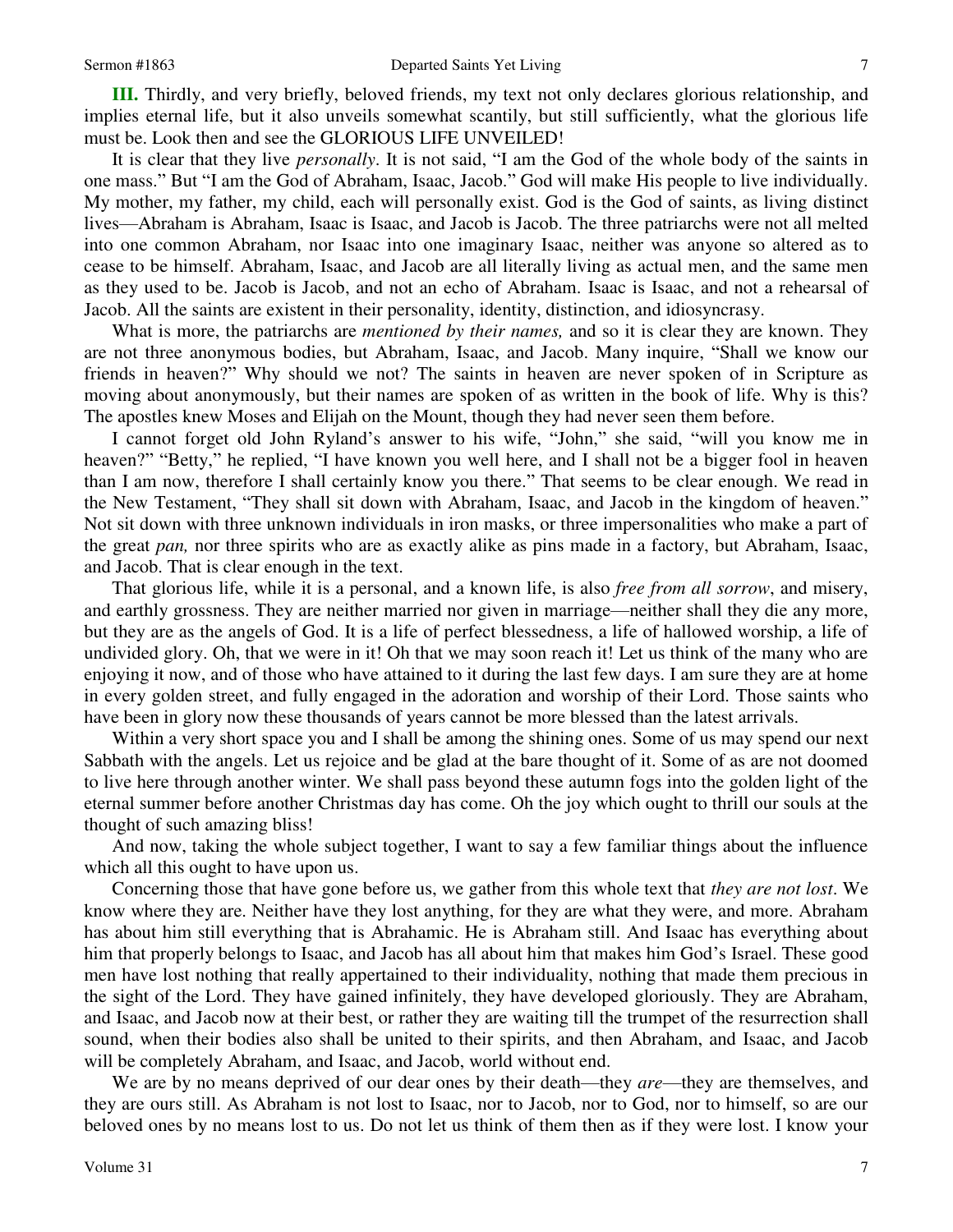**III.** Thirdly, and very briefly, beloved friends, my text not only declares glorious relationship, and implies eternal life, but it also unveils somewhat scantily, but still sufficiently, what the glorious life must be. Look then and see the GLORIOUS LIFE UNVEILED!

It is clear that they live *personally*. It is not said, "I am the God of the whole body of the saints in one mass." But "I am the God of Abraham, Isaac, Jacob." God will make His people to live individually. My mother, my father, my child, each will personally exist. God is the God of saints, as living distinct lives—Abraham is Abraham, Isaac is Isaac, and Jacob is Jacob. The three patriarchs were not all melted into one common Abraham, nor Isaac into one imaginary Isaac, neither was anyone so altered as to cease to be himself. Abraham, Isaac, and Jacob are all literally living as actual men, and the same men as they used to be. Jacob is Jacob, and not an echo of Abraham. Isaac is Isaac, and not a rehearsal of Jacob. All the saints are existent in their personality, identity, distinction, and idiosyncrasy.

What is more, the patriarchs are *mentioned by their names,* and so it is clear they are known. They are not three anonymous bodies, but Abraham, Isaac, and Jacob. Many inquire, "Shall we know our friends in heaven?" Why should we not? The saints in heaven are never spoken of in Scripture as moving about anonymously, but their names are spoken of as written in the book of life. Why is this? The apostles knew Moses and Elijah on the Mount, though they had never seen them before.

I cannot forget old John Ryland's answer to his wife, "John," she said, "will you know me in heaven?" "Betty," he replied, "I have known you well here, and I shall not be a bigger fool in heaven than I am now, therefore I shall certainly know you there." That seems to be clear enough. We read in the New Testament, "They shall sit down with Abraham, Isaac, and Jacob in the kingdom of heaven." Not sit down with three unknown individuals in iron masks, or three impersonalities who make a part of the great *pan,* nor three spirits who are as exactly alike as pins made in a factory, but Abraham, Isaac, and Jacob. That is clear enough in the text.

That glorious life, while it is a personal, and a known life, is also *free from all sorrow*, and misery, and earthly grossness. They are neither married nor given in marriage—neither shall they die any more, but they are as the angels of God. It is a life of perfect blessedness, a life of hallowed worship, a life of undivided glory. Oh, that we were in it! Oh that we may soon reach it! Let us think of the many who are enjoying it now, and of those who have attained to it during the last few days. I am sure they are at home in every golden street, and fully engaged in the adoration and worship of their Lord. Those saints who have been in glory now these thousands of years cannot be more blessed than the latest arrivals.

Within a very short space you and I shall be among the shining ones. Some of us may spend our next Sabbath with the angels. Let us rejoice and be glad at the bare thought of it. Some of as are not doomed to live here through another winter. We shall pass beyond these autumn fogs into the golden light of the eternal summer before another Christmas day has come. Oh the joy which ought to thrill our souls at the thought of such amazing bliss!

And now, taking the whole subject together, I want to say a few familiar things about the influence which all this ought to have upon us.

Concerning those that have gone before us, we gather from this whole text that *they are not lost*. We know where they are. Neither have they lost anything, for they are what they were, and more. Abraham has about him still everything that is Abrahamic. He is Abraham still. And Isaac has everything about him that properly belongs to Isaac, and Jacob has all about him that makes him God's Israel. These good men have lost nothing that really appertained to their individuality, nothing that made them precious in the sight of the Lord. They have gained infinitely, they have developed gloriously. They are Abraham, and Isaac, and Jacob now at their best, or rather they are waiting till the trumpet of the resurrection shall sound, when their bodies also shall be united to their spirits, and then Abraham, and Isaac, and Jacob will be completely Abraham, and Isaac, and Jacob, world without end.

We are by no means deprived of our dear ones by their death—they *are*—they are themselves, and they are ours still. As Abraham is not lost to Isaac, nor to Jacob, nor to God, nor to himself, so are our beloved ones by no means lost to us. Do not let us think of them then as if they were lost. I know your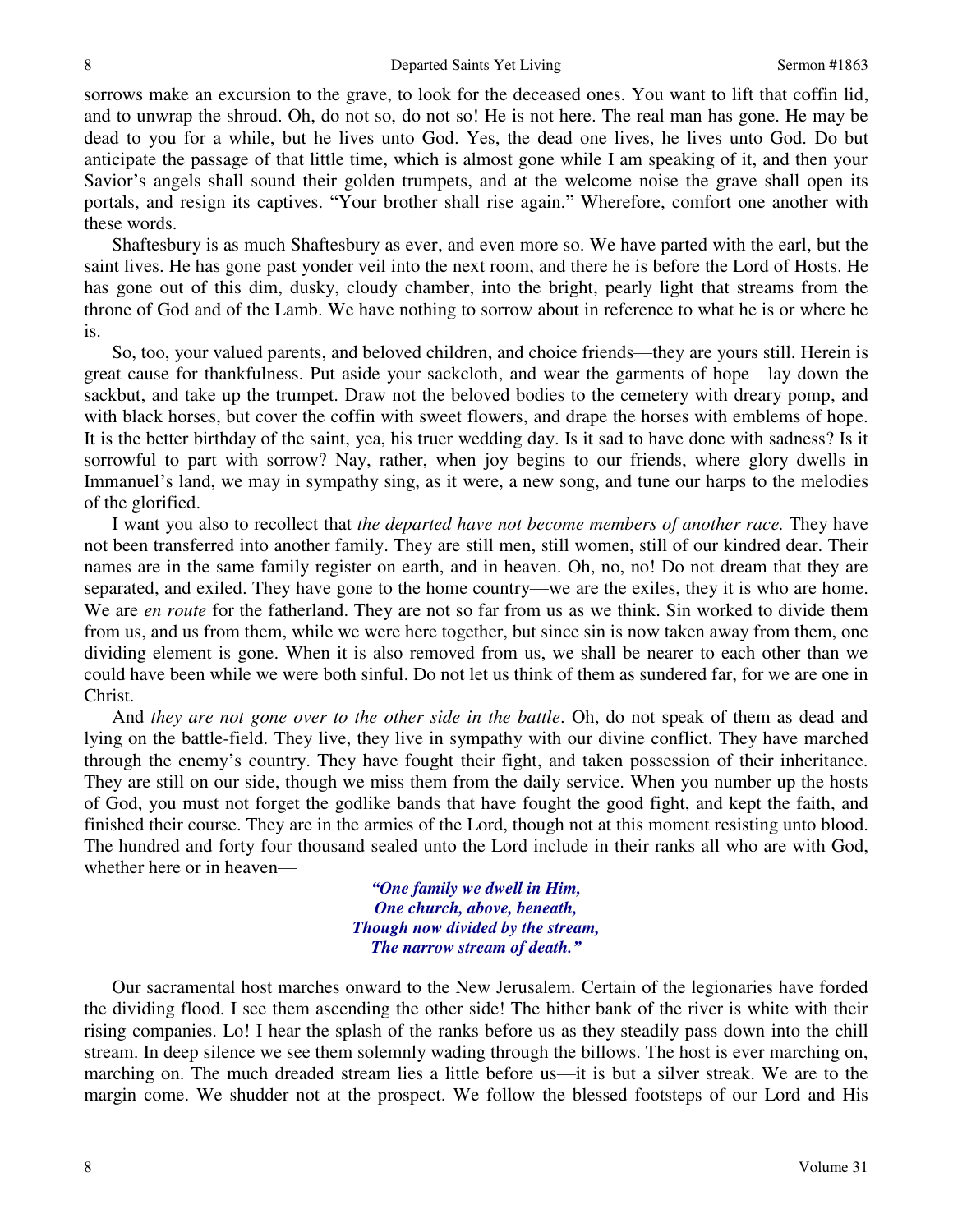sorrows make an excursion to the grave, to look for the deceased ones. You want to lift that coffin lid, and to unwrap the shroud. Oh, do not so, do not so! He is not here. The real man has gone. He may be dead to you for a while, but he lives unto God. Yes, the dead one lives, he lives unto God. Do but anticipate the passage of that little time, which is almost gone while I am speaking of it, and then your Savior's angels shall sound their golden trumpets, and at the welcome noise the grave shall open its portals, and resign its captives. "Your brother shall rise again." Wherefore, comfort one another with these words.

Shaftesbury is as much Shaftesbury as ever, and even more so. We have parted with the earl, but the saint lives. He has gone past yonder veil into the next room, and there he is before the Lord of Hosts. He has gone out of this dim, dusky, cloudy chamber, into the bright, pearly light that streams from the throne of God and of the Lamb. We have nothing to sorrow about in reference to what he is or where he is.

So, too, your valued parents, and beloved children, and choice friends—they are yours still. Herein is great cause for thankfulness. Put aside your sackcloth, and wear the garments of hope—lay down the sackbut, and take up the trumpet. Draw not the beloved bodies to the cemetery with dreary pomp, and with black horses, but cover the coffin with sweet flowers, and drape the horses with emblems of hope. It is the better birthday of the saint, yea, his truer wedding day. Is it sad to have done with sadness? Is it sorrowful to part with sorrow? Nay, rather, when joy begins to our friends, where glory dwells in Immanuel's land, we may in sympathy sing, as it were, a new song, and tune our harps to the melodies of the glorified.

I want you also to recollect that *the departed have not become members of another race.* They have not been transferred into another family. They are still men, still women, still of our kindred dear. Their names are in the same family register on earth, and in heaven. Oh, no, no! Do not dream that they are separated, and exiled. They have gone to the home country—we are the exiles, they it is who are home. We are *en route* for the fatherland. They are not so far from us as we think. Sin worked to divide them from us, and us from them, while we were here together, but since sin is now taken away from them, one dividing element is gone. When it is also removed from us, we shall be nearer to each other than we could have been while we were both sinful. Do not let us think of them as sundered far, for we are one in Christ.

And *they are not gone over to the other side in the battle*. Oh, do not speak of them as dead and lying on the battle-field. They live, they live in sympathy with our divine conflict. They have marched through the enemy's country. They have fought their fight, and taken possession of their inheritance. They are still on our side, though we miss them from the daily service. When you number up the hosts of God, you must not forget the godlike bands that have fought the good fight, and kept the faith, and finished their course. They are in the armies of the Lord, though not at this moment resisting unto blood. The hundred and forty four thousand sealed unto the Lord include in their ranks all who are with God, whether here or in heaven—

> ***"One family we dwell in Him,***
> ***One church, above, beneath,***
> ***Though now divided by the stream,***
> ***The narrow stream of death."***

Our sacramental host marches onward to the New Jerusalem. Certain of the legionaries have forded the dividing flood. I see them ascending the other side! The hither bank of the river is white with their rising companies. Lo! I hear the splash of the ranks before us as they steadily pass down into the chill stream. In deep silence we see them solemnly wading through the billows. The host is ever marching on, marching on. The much dreaded stream lies a little before us—it is but a silver streak. We are to the margin come. We shudder not at the prospect. We follow the blessed footsteps of our Lord and His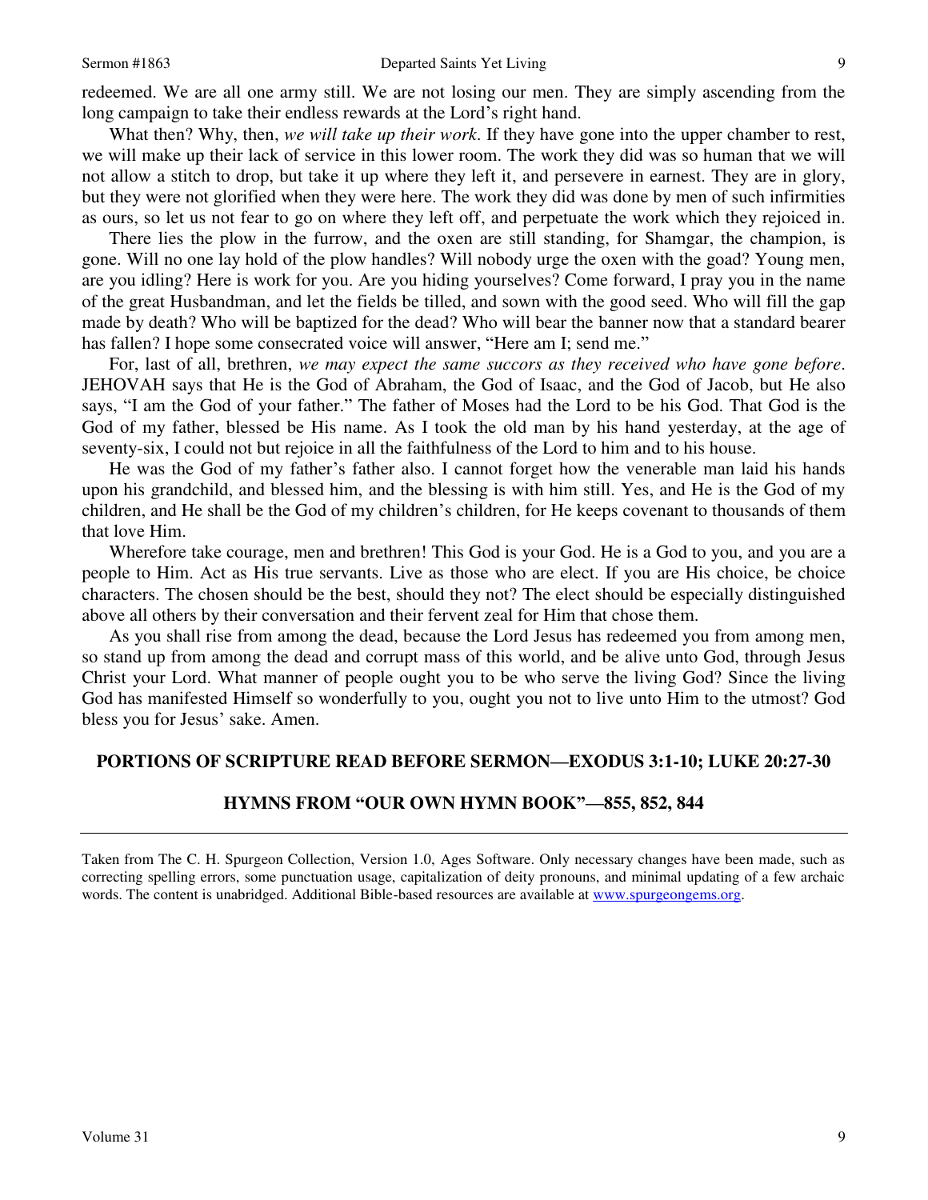redeemed. We are all one army still. We are not losing our men. They are simply ascending from the long campaign to take their endless rewards at the Lord's right hand.

What then? Why, then, *we will take up their work*. If they have gone into the upper chamber to rest, we will make up their lack of service in this lower room. The work they did was so human that we will not allow a stitch to drop, but take it up where they left it, and persevere in earnest. They are in glory, but they were not glorified when they were here. The work they did was done by men of such infirmities as ours, so let us not fear to go on where they left off, and perpetuate the work which they rejoiced in.

There lies the plow in the furrow, and the oxen are still standing, for Shamgar, the champion, is gone. Will no one lay hold of the plow handles? Will nobody urge the oxen with the goad? Young men, are you idling? Here is work for you. Are you hiding yourselves? Come forward, I pray you in the name of the great Husbandman, and let the fields be tilled, and sown with the good seed. Who will fill the gap made by death? Who will be baptized for the dead? Who will bear the banner now that a standard bearer has fallen? I hope some consecrated voice will answer, "Here am I; send me."

For, last of all, brethren, *we may expect the same succors as they received who have gone before*. JEHOVAH says that He is the God of Abraham, the God of Isaac, and the God of Jacob, but He also says, "I am the God of your father." The father of Moses had the Lord to be his God. That God is the God of my father, blessed be His name. As I took the old man by his hand yesterday, at the age of seventy-six, I could not but rejoice in all the faithfulness of the Lord to him and to his house.

He was the God of my father's father also. I cannot forget how the venerable man laid his hands upon his grandchild, and blessed him, and the blessing is with him still. Yes, and He is the God of my children, and He shall be the God of my children's children, for He keeps covenant to thousands of them that love Him.

Wherefore take courage, men and brethren! This God is your God. He is a God to you, and you are a people to Him. Act as His true servants. Live as those who are elect. If you are His choice, be choice characters. The chosen should be the best, should they not? The elect should be especially distinguished above all others by their conversation and their fervent zeal for Him that chose them.

As you shall rise from among the dead, because the Lord Jesus has redeemed you from among men, so stand up from among the dead and corrupt mass of this world, and be alive unto God, through Jesus Christ your Lord. What manner of people ought you to be who serve the living God? Since the living God has manifested Himself so wonderfully to you, ought you not to live unto Him to the utmost? God bless you for Jesus' sake. Amen.

## PORTIONS OF SCRIPTURE READ BEFORE SERMON—EXODUS 3:1-10; LUKE 20:27-30

## HYMNS FROM "OUR OWN HYMN BOOK"—855, 852, 844

---

Taken from The C. H. Spurgeon Collection, Version 1.0, Ages Software. Only necessary changes have been made, such as correcting spelling errors, some punctuation usage, capitalization of deity pronouns, and minimal updating of a few archaic words. The content is unabridged. Additional Bible-based resources are available at www.spurgeongems.org.